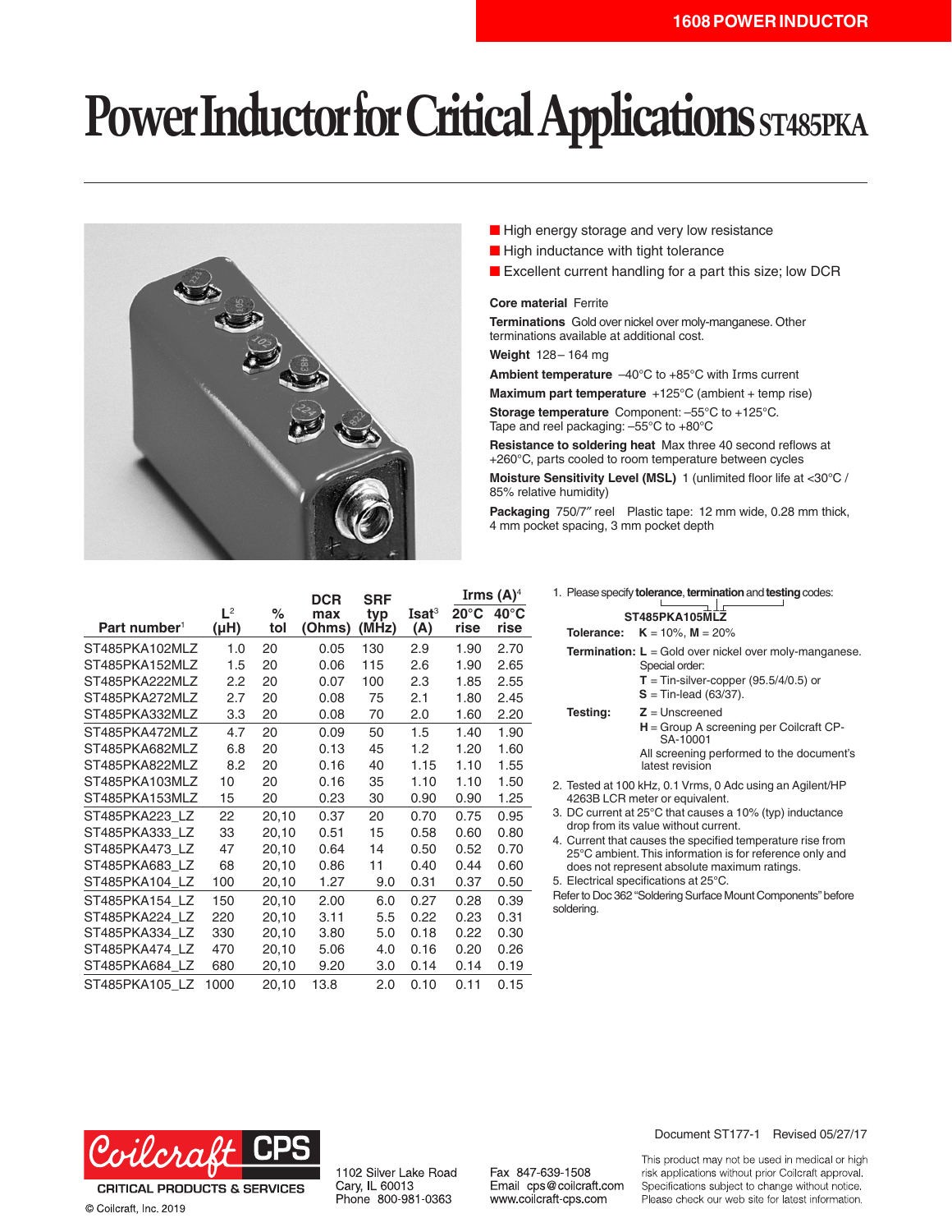1608 POWER INDUCTOR

# Power Inductor for Critical Applications ST485PKA

- High energy storage and very low resistance
- High inductance with tight tolerance
- Excellent current handling for a part this size; low DCR

**Core material** Ferrite

**Terminations** Gold over nickel over moly-manganese. Other terminations available at additional cost.

**Weight** 128 – 164 mg

**Ambient temperature** –40°C to +85°C with Irms current

**Maximum part temperature** +125°C (ambient + temp rise)

**Storage temperature** Component: –55°C to +125°C. Tape and reel packaging: –55°C to +80°C

**Resistance to soldering heat** Max three 40 second reflows at +260°C, parts cooled to room temperature between cycles

**Moisture Sensitivity Level (MSL)** 1 (unlimited floor life at <30°C / 85% relative humidity)

**Packaging** 750/7″ reel Plastic tape: 12 mm wide, 0.28 mm thick, 4 mm pocket spacing, 3 mm pocket depth

| Part number[1] | L[2] (µH) | % tol | DCR max (Ohms) | SRF typ (MHz) | Isat[3] (A) | Irms (A)[4] 20°C rise | 40°C rise |
|---|---|---|---|---|---|---|---|
| ST485PKA102MLZ | 1.0 | 20 | 0.05 | 130 | 2.9 | 1.90 | 2.70 |
| ST485PKA152MLZ | 1.5 | 20 | 0.06 | 115 | 2.6 | 1.90 | 2.65 |
| ST485PKA222MLZ | 2.2 | 20 | 0.07 | 100 | 2.3 | 1.85 | 2.55 |
| ST485PKA272MLZ | 2.7 | 20 | 0.08 | 75 | 2.1 | 1.80 | 2.45 |
| ST485PKA332MLZ | 3.3 | 20 | 0.08 | 70 | 2.0 | 1.60 | 2.20 |
| ST485PKA472MLZ | 4.7 | 20 | 0.09 | 50 | 1.5 | 1.40 | 1.90 |
| ST485PKA682MLZ | 6.8 | 20 | 0.13 | 45 | 1.2 | 1.20 | 1.60 |
| ST485PKA822MLZ | 8.2 | 20 | 0.16 | 40 | 1.15 | 1.10 | 1.55 |
| ST485PKA103MLZ | 10 | 20 | 0.16 | 35 | 1.10 | 1.10 | 1.50 |
| ST485PKA153MLZ | 15 | 20 | 0.23 | 30 | 0.90 | 0.90 | 1.25 |
| ST485PKA223_LZ | 22 | 20,10 | 0.37 | 20 | 0.70 | 0.75 | 0.95 |
| ST485PKA333_LZ | 33 | 20,10 | 0.51 | 15 | 0.58 | 0.60 | 0.80 |
| ST485PKA473_LZ | 47 | 20,10 | 0.64 | 14 | 0.50 | 0.52 | 0.70 |
| ST485PKA683_LZ | 68 | 20,10 | 0.86 | 11 | 0.40 | 0.44 | 0.60 |
| ST485PKA104_LZ | 100 | 20,10 | 1.27 | 9.0 | 0.31 | 0.37 | 0.50 |
| ST485PKA154_LZ | 150 | 20,10 | 2.00 | 6.0 | 0.27 | 0.28 | 0.39 |
| ST485PKA224_LZ | 220 | 20,10 | 3.11 | 5.5 | 0.22 | 0.23 | 0.31 |
| ST485PKA334_LZ | 330 | 20,10 | 3.80 | 5.0 | 0.18 | 0.22 | 0.30 |
| ST485PKA474_LZ | 470 | 20,10 | 5.06 | 4.0 | 0.16 | 0.20 | 0.26 |
| ST485PKA684_LZ | 680 | 20,10 | 9.20 | 3.0 | 0.14 | 0.14 | 0.19 |
| ST485PKA105_LZ | 1000 | 20,10 | 13.8 | 2.0 | 0.10 | 0.11 | 0.15 |

1. Please specify **tolerance**, **termination** and **testing** codes:

   **ST485PKA105MLZ**

   **Tolerance:** **K** = 10%, **M** = 20%

   **Termination:** **L** = Gold over nickel over moly-manganese. Special order: **T** = Tin-silver-copper (95.5/4/0.5) or **S** = Tin-lead (63/37).

   **Testing:** **Z** = Unscreened; **H** = Group A screening per Coilcraft CP-SA-10001. All screening performed to the document's latest revision

2. Tested at 100 kHz, 0.1 Vrms, 0 Adc using an Agilent/HP 4263B LCR meter or equivalent.
3. DC current at 25°C that causes a 10% (typ) inductance drop from its value without current.
4. Current that causes the specified temperature rise from 25°C ambient. This information is for reference only and does not represent absolute maximum ratings.
5. Electrical specifications at 25°C.

Refer to Doc 362 "Soldering Surface Mount Components" before soldering.

Document ST177-1 Revised 05/27/17

Coilcraft CPS — CRITICAL PRODUCTS & SERVICES

© Coilcraft, Inc. 2019

1102 Silver Lake Road
Cary, IL 60013
Phone 800-981-0363

Fax 847-639-1508
Email cps@coilcraft.com
www.coilcraft-cps.com

This product may not be used in medical or high risk applications without prior Coilcraft approval. Specifications subject to change without notice. Please check our web site for latest information.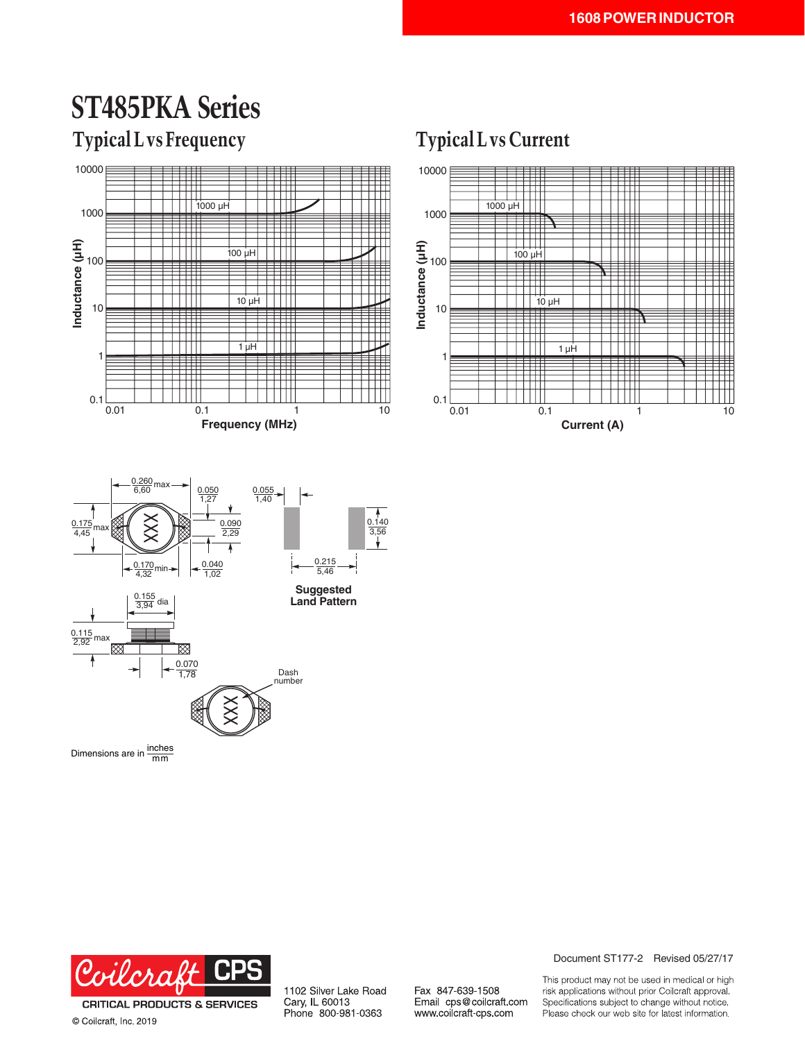# ST485PKA Series

## Typical L vs Frequency

10000
1000
100
10
1
0.1

Inductance (µH)

1000 µH
100 µH
10 µH
1 µH

0.01
0.1
1
10

Frequency (MHz)

## Typical L vs Current

10000
1000
100
10
1
0.1

Inductance (µH)

1000 µH
100 µH
10 µH
1 µH

0.01
0.1
1
10

Current (A)

0.260/6,60 max

0.175/4,45 max

0.170/4,32 min

0.050/1,27

0.090/2,29

0.040/1,02

0.155/3,94 dia

0.115/2,92 max

0.070/1,78

XXX

Dash number

0.055/1,40

0.140/3,56

0.215/5,46

**Suggested Land Pattern**

Dimensions are in inches/mm

Document ST177-2 Revised 05/27/17

Coilcraft CPS
CRITICAL PRODUCTS & SERVICES

© Coilcraft, Inc. 2019

1102 Silver Lake Road
Cary, IL 60013
Phone 800-981-0363

Fax 847-639-1508
Email cps@coilcraft.com
www.coilcraft-cps.com

This product may not be used in medical or high risk applications without prior Coilcraft approval. Specifications subject to change without notice. Please check our web site for latest information.